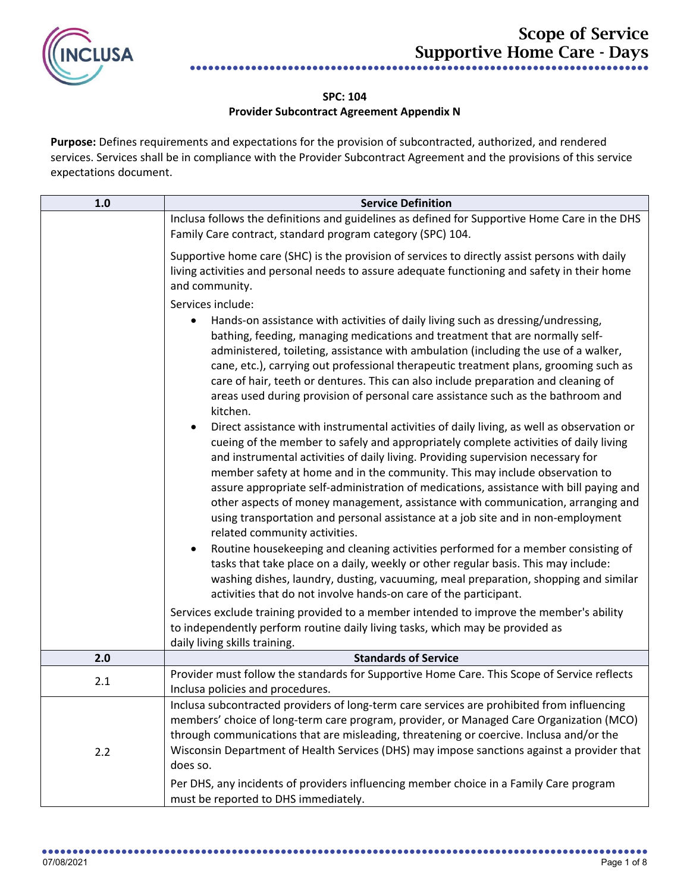# Scope of Service
## Supportive Home Care - Days

**SPC: 104**
**Provider Subcontract Agreement Appendix N**

**Purpose:** Defines requirements and expectations for the provision of subcontracted, authorized, and rendered services. Services shall be in compliance with the Provider Subcontract Agreement and the provisions of this service expectations document.

| 1.0 | Service Definition |
|---|---|
| | Inclusa follows the definitions and guidelines as defined for Supportive Home Care in the DHS Family Care contract, standard program category (SPC) 104.<br><br>Supportive home care (SHC) is the provision of services to directly assist persons with daily living activities and personal needs to assure adequate functioning and safety in their home and community.<br><br>Services include:<br>• Hands-on assistance with activities of daily living such as dressing/undressing, bathing, feeding, managing medications and treatment that are normally self-administered, toileting, assistance with ambulation (including the use of a walker, cane, etc.), carrying out professional therapeutic treatment plans, grooming such as care of hair, teeth or dentures. This can also include preparation and cleaning of areas used during provision of personal care assistance such as the bathroom and kitchen.<br>• Direct assistance with instrumental activities of daily living, as well as observation or cueing of the member to safely and appropriately complete activities of daily living and instrumental activities of daily living. Providing supervision necessary for member safety at home and in the community. This may include observation to assure appropriate self-administration of medications, assistance with bill paying and other aspects of money management, assistance with communication, arranging and using transportation and personal assistance at a job site and in non-employment related community activities.<br>• Routine housekeeping and cleaning activities performed for a member consisting of tasks that take place on a daily, weekly or other regular basis. This may include: washing dishes, laundry, dusting, vacuuming, meal preparation, shopping and similar activities that do not involve hands-on care of the participant.<br><br>Services exclude training provided to a member intended to improve the member's ability to independently perform routine daily living tasks, which may be provided as daily living skills training. |
| **2.0** | **Standards of Service** |
| 2.1 | Provider must follow the standards for Supportive Home Care. This Scope of Service reflects Inclusa policies and procedures. |
| 2.2 | Inclusa subcontracted providers of long-term care services are prohibited from influencing members' choice of long-term care program, provider, or Managed Care Organization (MCO) through communications that are misleading, threatening or coercive. Inclusa and/or the Wisconsin Department of Health Services (DHS) may impose sanctions against a provider that does so.<br><br>Per DHS, any incidents of providers influencing member choice in a Family Care program must be reported to DHS immediately. |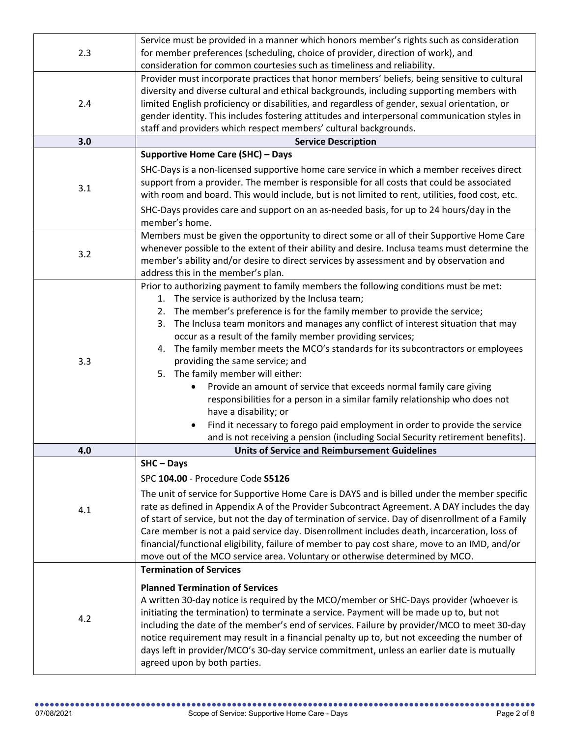| | |
|---|---|
| 2.3 | Service must be provided in a manner which honors member's rights such as consideration for member preferences (scheduling, choice of provider, direction of work), and consideration for common courtesies such as timeliness and reliability. |
| 2.4 | Provider must incorporate practices that honor members' beliefs, being sensitive to cultural diversity and diverse cultural and ethical backgrounds, including supporting members with limited English proficiency or disabilities, and regardless of gender, sexual orientation, or gender identity. This includes fostering attitudes and interpersonal communication styles in staff and providers which respect members' cultural backgrounds. |
| **3.0** | **Service Description** |
| 3.1 | **Supportive Home Care (SHC) – Days**<br><br>SHC-Days is a non-licensed supportive home care service in which a member receives direct support from a provider. The member is responsible for all costs that could be associated with room and board. This would include, but is not limited to rent, utilities, food cost, etc.<br><br>SHC-Days provides care and support on an as-needed basis, for up to 24 hours/day in the member's home. |
| 3.2 | Members must be given the opportunity to direct some or all of their Supportive Home Care whenever possible to the extent of their ability and desire. Inclusa teams must determine the member's ability and/or desire to direct services by assessment and by observation and address this in the member's plan. |
| 3.3 | Prior to authorizing payment to family members the following conditions must be met:<br>1. The service is authorized by the Inclusa team;<br>2. The member's preference is for the family member to provide the service;<br>3. The Inclusa team monitors and manages any conflict of interest situation that may occur as a result of the family member providing services;<br>4. The family member meets the MCO's standards for its subcontractors or employees providing the same service; and<br>5. The family member will either:<br>• Provide an amount of service that exceeds normal family care giving responsibilities for a person in a similar family relationship who does not have a disability; or<br>• Find it necessary to forego paid employment in order to provide the service and is not receiving a pension (including Social Security retirement benefits). |
| **4.0** | **Units of Service and Reimbursement Guidelines** |
| 4.1 | **SHC – Days**<br><br>SPC **104.00** - Procedure Code **S5126**<br><br>The unit of service for Supportive Home Care is DAYS and is billed under the member specific rate as defined in Appendix A of the Provider Subcontract Agreement. A DAY includes the day of start of service, but not the day of termination of service. Day of disenrollment of a Family Care member is not a paid service day. Disenrollment includes death, incarceration, loss of financial/functional eligibility, failure of member to pay cost share, move to an IMD, and/or move out of the MCO service area. Voluntary or otherwise determined by MCO. |
| 4.2 | **Termination of Services**<br><br>**Planned Termination of Services**<br>A written 30-day notice is required by the MCO/member or SHC-Days provider (whoever is initiating the termination) to terminate a service. Payment will be made up to, but not including the date of the member's end of services. Failure by provider/MCO to meet 30-day notice requirement may result in a financial penalty up to, but not exceeding the number of days left in provider/MCO's 30-day service commitment, unless an earlier date is mutually agreed upon by both parties. |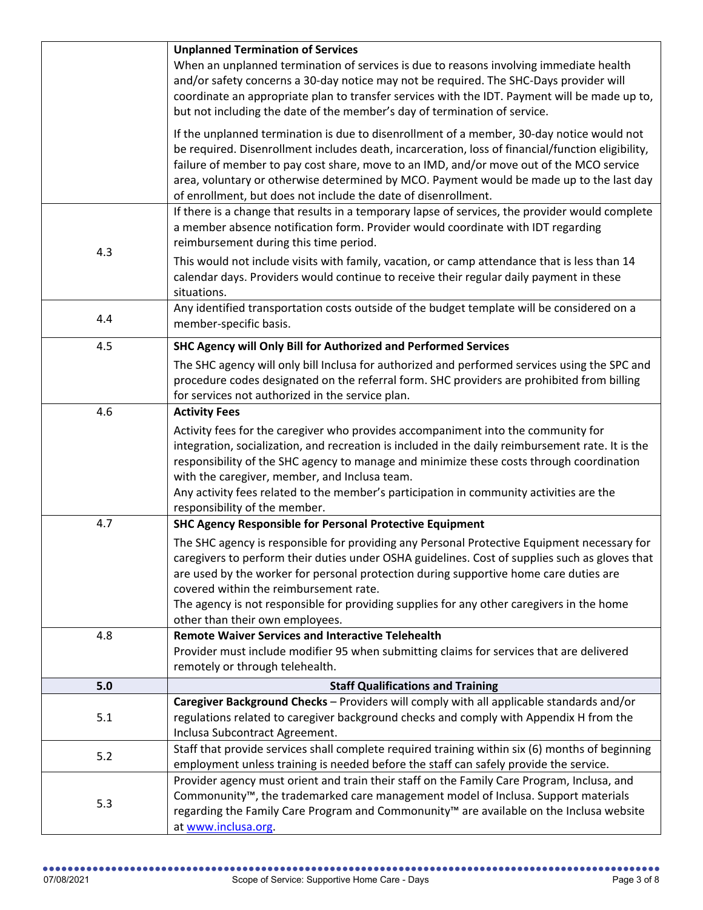| | |
|---|---|
| | **Unplanned Termination of Services**<br>When an unplanned termination of services is due to reasons involving immediate health and/or safety concerns a 30-day notice may not be required. The SHC-Days provider will coordinate an appropriate plan to transfer services with the IDT. Payment will be made up to, but not including the date of the member's day of termination of service.<br><br>If the unplanned termination is due to disenrollment of a member, 30-day notice would not be required. Disenrollment includes death, incarceration, loss of financial/function eligibility, failure of member to pay cost share, move to an IMD, and/or move out of the MCO service area, voluntary or otherwise determined by MCO. Payment would be made up to the last day of enrollment, but does not include the date of disenrollment. |
| 4.3 | If there is a change that results in a temporary lapse of services, the provider would complete a member absence notification form. Provider would coordinate with IDT regarding reimbursement during this time period.<br><br>This would not include visits with family, vacation, or camp attendance that is less than 14 calendar days. Providers would continue to receive their regular daily payment in these situations. |
| 4.4 | Any identified transportation costs outside of the budget template will be considered on a member-specific basis. |
| 4.5 | **SHC Agency will Only Bill for Authorized and Performed Services**<br><br>The SHC agency will only bill Inclusa for authorized and performed services using the SPC and procedure codes designated on the referral form. SHC providers are prohibited from billing for services not authorized in the service plan. |
| 4.6 | **Activity Fees**<br><br>Activity fees for the caregiver who provides accompaniment into the community for integration, socialization, and recreation is included in the daily reimbursement rate. It is the responsibility of the SHC agency to manage and minimize these costs through coordination with the caregiver, member, and Inclusa team.<br>Any activity fees related to the member's participation in community activities are the responsibility of the member. |
| 4.7 | **SHC Agency Responsible for Personal Protective Equipment**<br><br>The SHC agency is responsible for providing any Personal Protective Equipment necessary for caregivers to perform their duties under OSHA guidelines. Cost of supplies such as gloves that are used by the worker for personal protection during supportive home care duties are covered within the reimbursement rate.<br>The agency is not responsible for providing supplies for any other caregivers in the home other than their own employees. |
| 4.8 | **Remote Waiver Services and Interactive Telehealth**<br>Provider must include modifier 95 when submitting claims for services that are delivered remotely or through telehealth. |
| **5.0** | **Staff Qualifications and Training** |
| 5.1 | **Caregiver Background Checks** – Providers will comply with all applicable standards and/or regulations related to caregiver background checks and comply with Appendix H from the Inclusa Subcontract Agreement. |
| 5.2 | Staff that provide services shall complete required training within six (6) months of beginning employment unless training is needed before the staff can safely provide the service. |
| 5.3 | Provider agency must orient and train their staff on the Family Care Program, Inclusa, and Commonunity™, the trademarked care management model of Inclusa. Support materials regarding the Family Care Program and Commonunity™ are available on the Inclusa website at [www.inclusa.org](www.inclusa.org). |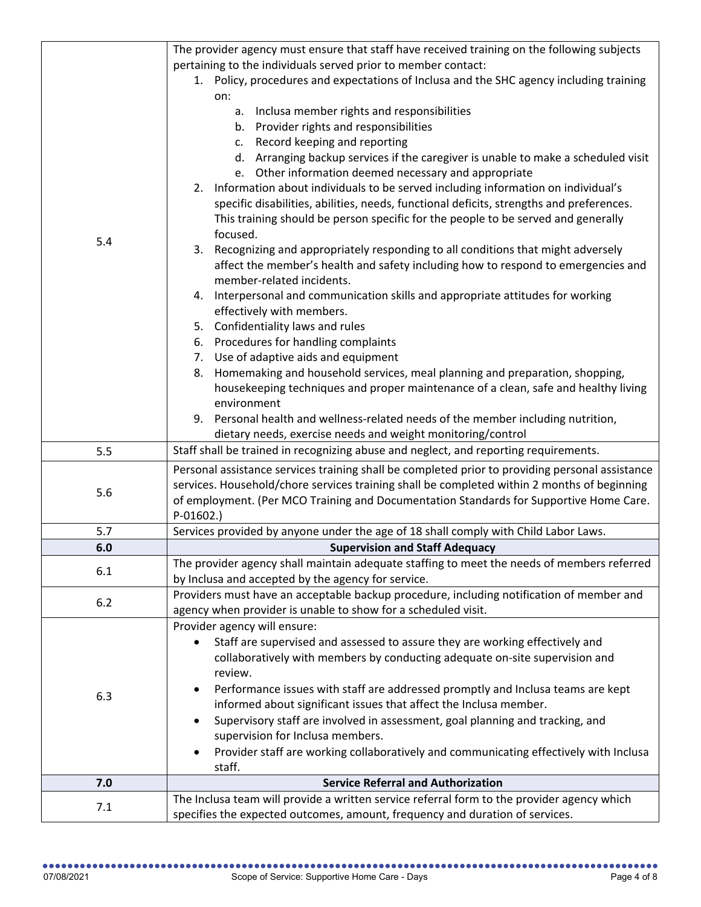| | |
|---|---|
| 5.4 | The provider agency must ensure that staff have received training on the following subjects pertaining to the individuals served prior to member contact:<br>1. Policy, procedures and expectations of Inclusa and the SHC agency including training on:<br>a. Inclusa member rights and responsibilities<br>b. Provider rights and responsibilities<br>c. Record keeping and reporting<br>d. Arranging backup services if the caregiver is unable to make a scheduled visit<br>e. Other information deemed necessary and appropriate<br>2. Information about individuals to be served including information on individual's specific disabilities, abilities, needs, functional deficits, strengths and preferences. This training should be person specific for the people to be served and generally focused.<br>3. Recognizing and appropriately responding to all conditions that might adversely affect the member's health and safety including how to respond to emergencies and member-related incidents.<br>4. Interpersonal and communication skills and appropriate attitudes for working effectively with members.<br>5. Confidentiality laws and rules<br>6. Procedures for handling complaints<br>7. Use of adaptive aids and equipment<br>8. Homemaking and household services, meal planning and preparation, shopping, housekeeping techniques and proper maintenance of a clean, safe and healthy living environment<br>9. Personal health and wellness-related needs of the member including nutrition, dietary needs, exercise needs and weight monitoring/control |
| 5.5 | Staff shall be trained in recognizing abuse and neglect, and reporting requirements. |
| 5.6 | Personal assistance services training shall be completed prior to providing personal assistance services. Household/chore services training shall be completed within 2 months of beginning of employment. (Per MCO Training and Documentation Standards for Supportive Home Care. P-01602.) |
| 5.7 | Services provided by anyone under the age of 18 shall comply with Child Labor Laws. |
| **6.0** | **Supervision and Staff Adequacy** |
| 6.1 | The provider agency shall maintain adequate staffing to meet the needs of members referred by Inclusa and accepted by the agency for service. |
| 6.2 | Providers must have an acceptable backup procedure, including notification of member and agency when provider is unable to show for a scheduled visit. |
| 6.3 | Provider agency will ensure:<br>• Staff are supervised and assessed to assure they are working effectively and collaboratively with members by conducting adequate on-site supervision and review.<br>• Performance issues with staff are addressed promptly and Inclusa teams are kept informed about significant issues that affect the Inclusa member.<br>• Supervisory staff are involved in assessment, goal planning and tracking, and supervision for Inclusa members.<br>• Provider staff are working collaboratively and communicating effectively with Inclusa staff. |
| **7.0** | **Service Referral and Authorization** |
| 7.1 | The Inclusa team will provide a written service referral form to the provider agency which specifies the expected outcomes, amount, frequency and duration of services. |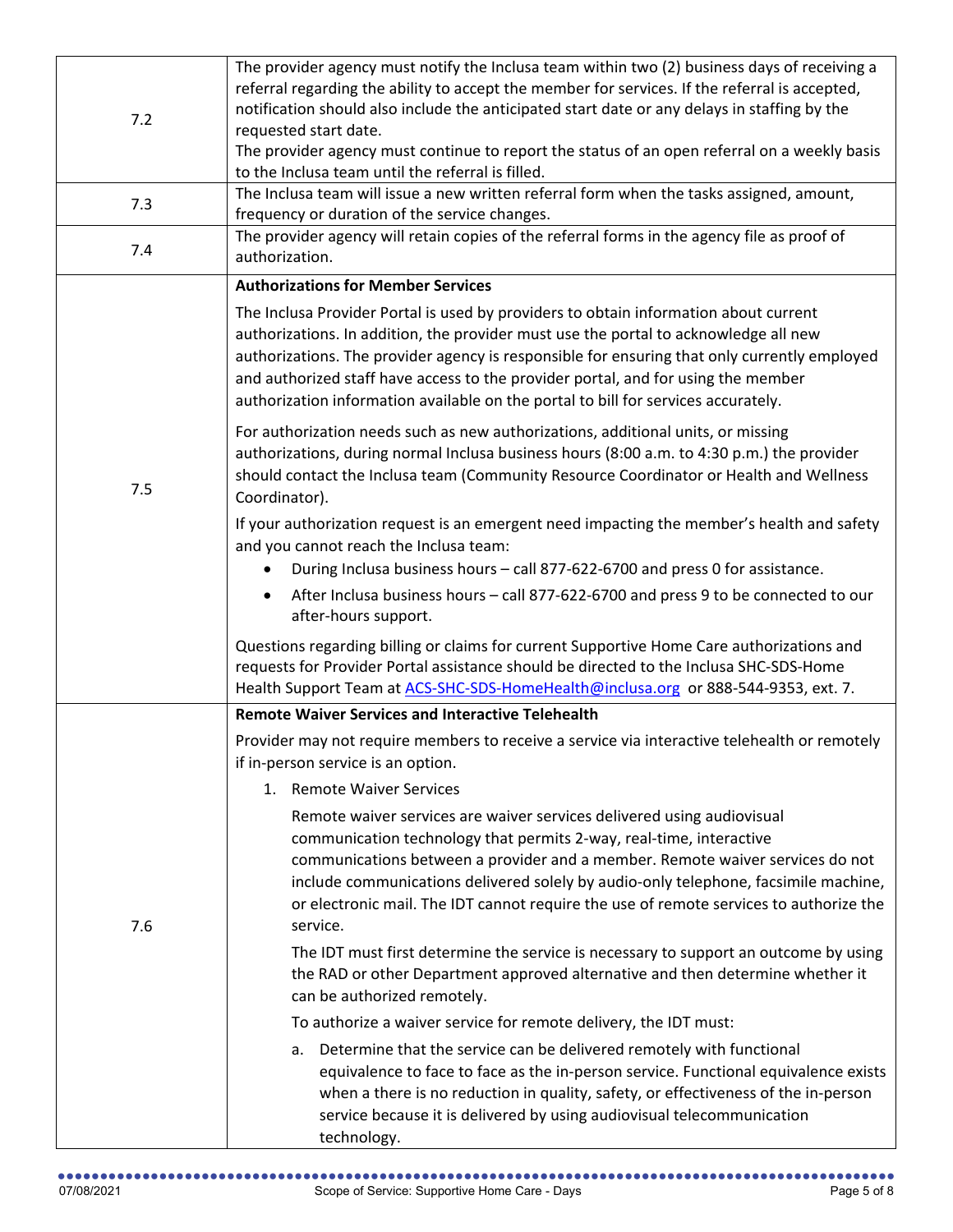| | |
|---|---|
| 7.2 | The provider agency must notify the Inclusa team within two (2) business days of receiving a referral regarding the ability to accept the member for services. If the referral is accepted, notification should also include the anticipated start date or any delays in staffing by the requested start date.<br>The provider agency must continue to report the status of an open referral on a weekly basis to the Inclusa team until the referral is filled. |
| 7.3 | The Inclusa team will issue a new written referral form when the tasks assigned, amount, frequency or duration of the service changes. |
| 7.4 | The provider agency will retain copies of the referral forms in the agency file as proof of authorization. |
| 7.5 | **Authorizations for Member Services**<br>The Inclusa Provider Portal is used by providers to obtain information about current authorizations. In addition, the provider must use the portal to acknowledge all new authorizations. The provider agency is responsible for ensuring that only currently employed and authorized staff have access to the provider portal, and for using the member authorization information available on the portal to bill for services accurately.<br>For authorization needs such as new authorizations, additional units, or missing authorizations, during normal Inclusa business hours (8:00 a.m. to 4:30 p.m.) the provider should contact the Inclusa team (Community Resource Coordinator or Health and Wellness Coordinator).<br>If your authorization request is an emergent need impacting the member's health and safety and you cannot reach the Inclusa team:<br>• During Inclusa business hours – call 877-622-6700 and press 0 for assistance.<br>• After Inclusa business hours – call 877-622-6700 and press 9 to be connected to our after-hours support.<br>Questions regarding billing or claims for current Supportive Home Care authorizations and requests for Provider Portal assistance should be directed to the Inclusa SHC-SDS-Home Health Support Team at ACS-SHC-SDS-HomeHealth@inclusa.org or 888-544-9353, ext. 7. |
| 7.6 | **Remote Waiver Services and Interactive Telehealth**<br>Provider may not require members to receive a service via interactive telehealth or remotely if in-person service is an option.<br>1. Remote Waiver Services<br>Remote waiver services are waiver services delivered using audiovisual communication technology that permits 2-way, real-time, interactive communications between a provider and a member. Remote waiver services do not include communications delivered solely by audio-only telephone, facsimile machine, or electronic mail. The IDT cannot require the use of remote services to authorize the service.<br>The IDT must first determine the service is necessary to support an outcome by using the RAD or other Department approved alternative and then determine whether it can be authorized remotely.<br>To authorize a waiver service for remote delivery, the IDT must:<br>a. Determine that the service can be delivered remotely with functional equivalence to face to face as the in-person service. Functional equivalence exists when a there is no reduction in quality, safety, or effectiveness of the in-person service because it is delivered by using audiovisual telecommunication technology. |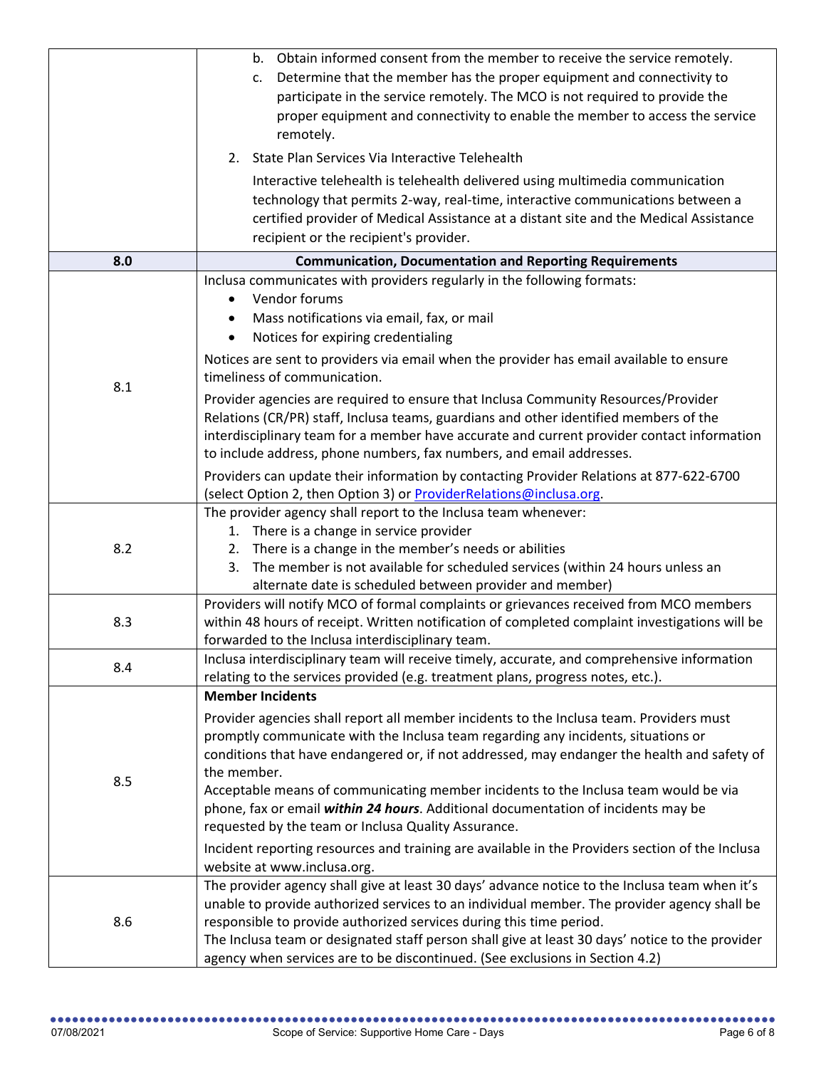| | |
|---|---|
| | b. Obtain informed consent from the member to receive the service remotely.<br>c. Determine that the member has the proper equipment and connectivity to participate in the service remotely. The MCO is not required to provide the proper equipment and connectivity to enable the member to access the service remotely.<br>2. State Plan Services Via Interactive Telehealth<br>Interactive telehealth is telehealth delivered using multimedia communication technology that permits 2-way, real-time, interactive communications between a certified provider of Medical Assistance at a distant site and the Medical Assistance recipient or the recipient's provider. |
| **8.0** | **Communication, Documentation and Reporting Requirements** |
| 8.1 | Inclusa communicates with providers regularly in the following formats:<br>• Vendor forums<br>• Mass notifications via email, fax, or mail<br>• Notices for expiring credentialing<br>Notices are sent to providers via email when the provider has email available to ensure timeliness of communication.<br>Provider agencies are required to ensure that Inclusa Community Resources/Provider Relations (CR/PR) staff, Inclusa teams, guardians and other identified members of the interdisciplinary team for a member have accurate and current provider contact information to include address, phone numbers, fax numbers, and email addresses.<br>Providers can update their information by contacting Provider Relations at 877-622-6700 (select Option 2, then Option 3) or ProviderRelations@inclusa.org. |
| 8.2 | The provider agency shall report to the Inclusa team whenever:<br>1. There is a change in service provider<br>2. There is a change in the member's needs or abilities<br>3. The member is not available for scheduled services (within 24 hours unless an alternate date is scheduled between provider and member) |
| 8.3 | Providers will notify MCO of formal complaints or grievances received from MCO members within 48 hours of receipt. Written notification of completed complaint investigations will be forwarded to the Inclusa interdisciplinary team. |
| 8.4 | Inclusa interdisciplinary team will receive timely, accurate, and comprehensive information relating to the services provided (e.g. treatment plans, progress notes, etc.). |
| 8.5 | **Member Incidents**<br>Provider agencies shall report all member incidents to the Inclusa team. Providers must promptly communicate with the Inclusa team regarding any incidents, situations or conditions that have endangered or, if not addressed, may endanger the health and safety of the member.<br>Acceptable means of communicating member incidents to the Inclusa team would be via phone, fax or email ***within 24 hours***. Additional documentation of incidents may be requested by the team or Inclusa Quality Assurance.<br>Incident reporting resources and training are available in the Providers section of the Inclusa website at www.inclusa.org. |
| 8.6 | The provider agency shall give at least 30 days' advance notice to the Inclusa team when it's unable to provide authorized services to an individual member. The provider agency shall be responsible to provide authorized services during this time period.<br>The Inclusa team or designated staff person shall give at least 30 days' notice to the provider agency when services are to be discontinued. (See exclusions in Section 4.2) |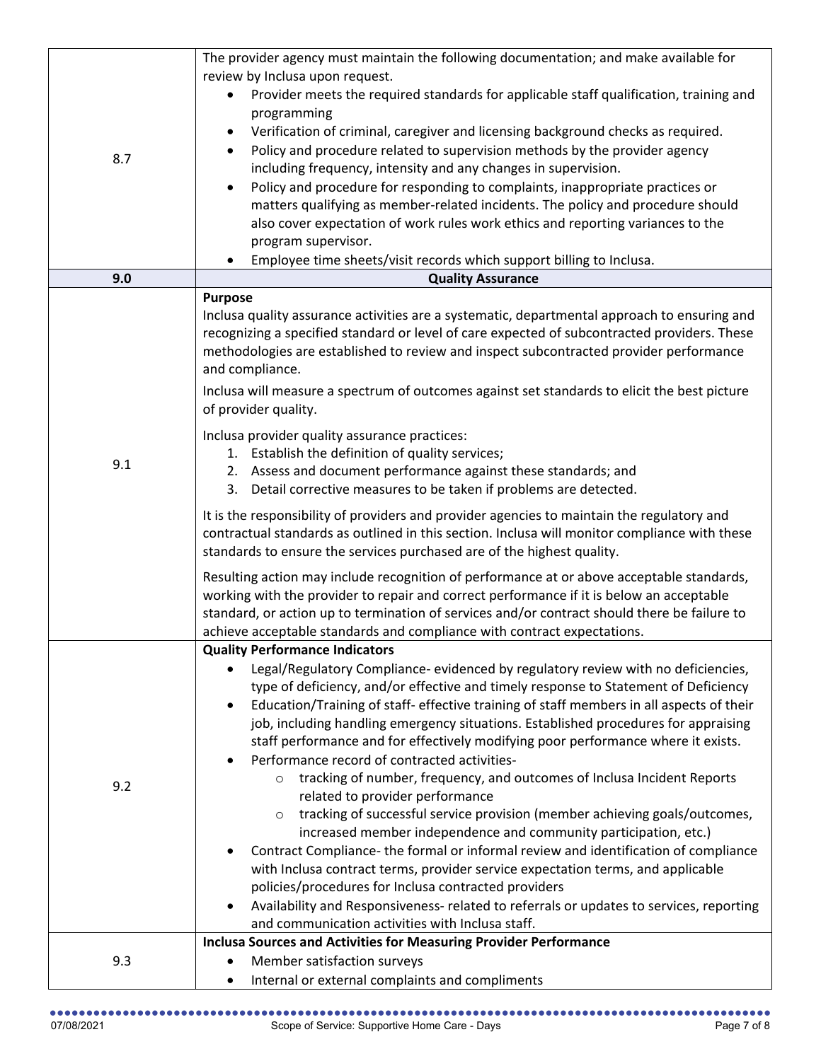| | |
|---|---|
| 8.7 | The provider agency must maintain the following documentation; and make available for review by Inclusa upon request.<br>• Provider meets the required standards for applicable staff qualification, training and programming<br>• Verification of criminal, caregiver and licensing background checks as required.<br>• Policy and procedure related to supervision methods by the provider agency including frequency, intensity and any changes in supervision.<br>• Policy and procedure for responding to complaints, inappropriate practices or matters qualifying as member-related incidents. The policy and procedure should also cover expectation of work rules work ethics and reporting variances to the program supervisor.<br>• Employee time sheets/visit records which support billing to Inclusa. |
| **9.0** | **Quality Assurance** |
| 9.1 | **Purpose**<br>Inclusa quality assurance activities are a systematic, departmental approach to ensuring and recognizing a specified standard or level of care expected of subcontracted providers. These methodologies are established to review and inspect subcontracted provider performance and compliance.<br><br>Inclusa will measure a spectrum of outcomes against set standards to elicit the best picture of provider quality.<br><br>Inclusa provider quality assurance practices:<br>1. Establish the definition of quality services;<br>2. Assess and document performance against these standards; and<br>3. Detail corrective measures to be taken if problems are detected.<br><br>It is the responsibility of providers and provider agencies to maintain the regulatory and contractual standards as outlined in this section. Inclusa will monitor compliance with these standards to ensure the services purchased are of the highest quality.<br><br>Resulting action may include recognition of performance at or above acceptable standards, working with the provider to repair and correct performance if it is below an acceptable standard, or action up to termination of services and/or contract should there be failure to achieve acceptable standards and compliance with contract expectations. |
| 9.2 | **Quality Performance Indicators**<br>• Legal/Regulatory Compliance- evidenced by regulatory review with no deficiencies, type of deficiency, and/or effective and timely response to Statement of Deficiency<br>• Education/Training of staff- effective training of staff members in all aspects of their job, including handling emergency situations. Established procedures for appraising staff performance and for effectively modifying poor performance where it exists.<br>• Performance record of contracted activities-<br>  ○ tracking of number, frequency, and outcomes of Inclusa Incident Reports related to provider performance<br>  ○ tracking of successful service provision (member achieving goals/outcomes, increased member independence and community participation, etc.)<br>• Contract Compliance- the formal or informal review and identification of compliance with Inclusa contract terms, provider service expectation terms, and applicable policies/procedures for Inclusa contracted providers<br>• Availability and Responsiveness- related to referrals or updates to services, reporting and communication activities with Inclusa staff. |
| 9.3 | **Inclusa Sources and Activities for Measuring Provider Performance**<br>• Member satisfaction surveys<br>• Internal or external complaints and compliments |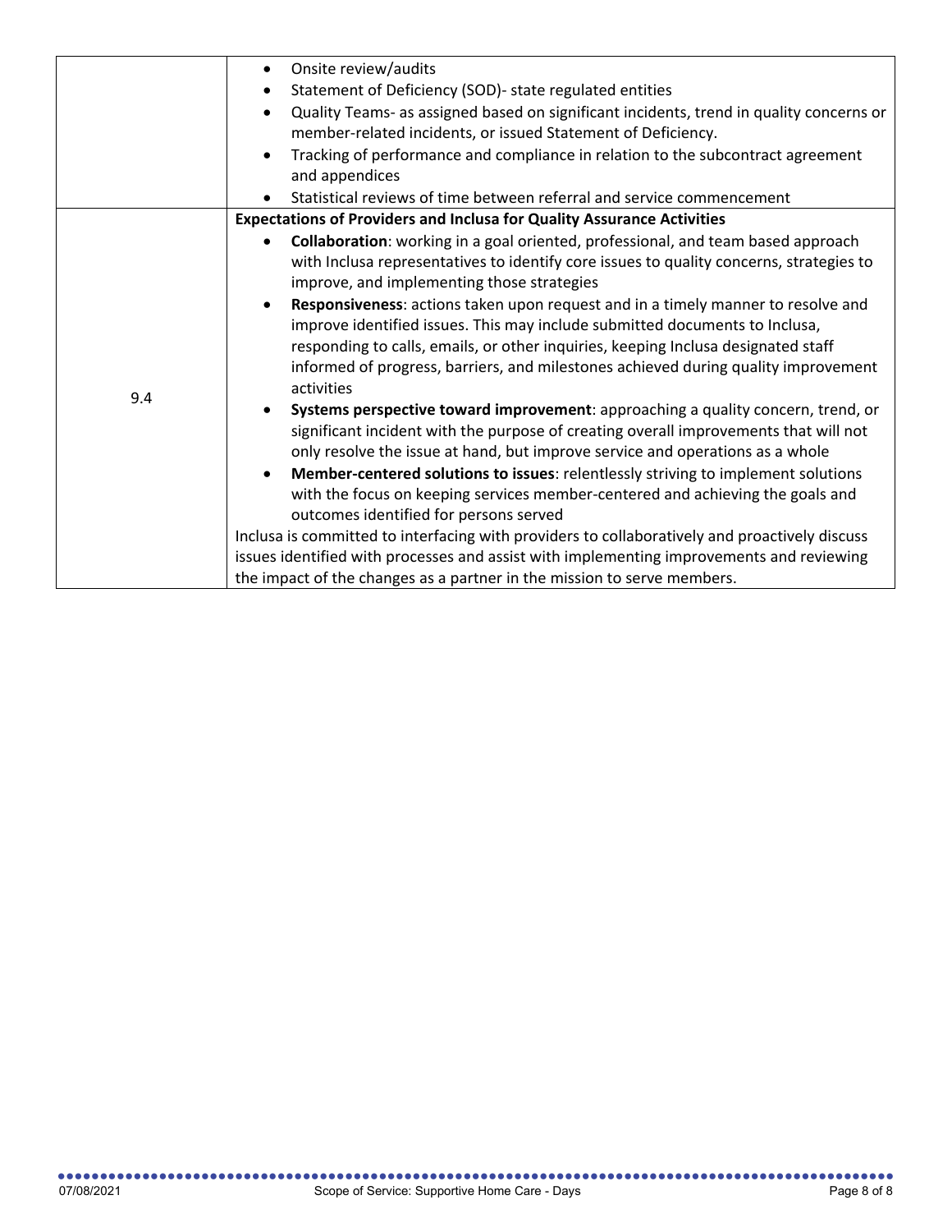| | |
|---|---|
| | • Onsite review/audits<br>• Statement of Deficiency (SOD)- state regulated entities<br>• Quality Teams- as assigned based on significant incidents, trend in quality concerns or member-related incidents, or issued Statement of Deficiency.<br>• Tracking of performance and compliance in relation to the subcontract agreement and appendices<br>• Statistical reviews of time between referral and service commencement |
| 9.4 | **Expectations of Providers and Inclusa for Quality Assurance Activities**<br>• **Collaboration**: working in a goal oriented, professional, and team based approach with Inclusa representatives to identify core issues to quality concerns, strategies to improve, and implementing those strategies<br>• **Responsiveness**: actions taken upon request and in a timely manner to resolve and improve identified issues. This may include submitted documents to Inclusa, responding to calls, emails, or other inquiries, keeping Inclusa designated staff informed of progress, barriers, and milestones achieved during quality improvement activities<br>• **Systems perspective toward improvement**: approaching a quality concern, trend, or significant incident with the purpose of creating overall improvements that will not only resolve the issue at hand, but improve service and operations as a whole<br>• **Member-centered solutions to issues**: relentlessly striving to implement solutions with the focus on keeping services member-centered and achieving the goals and outcomes identified for persons served<br>Inclusa is committed to interfacing with providers to collaboratively and proactively discuss issues identified with processes and assist with implementing improvements and reviewing the impact of the changes as a partner in the mission to serve members. |